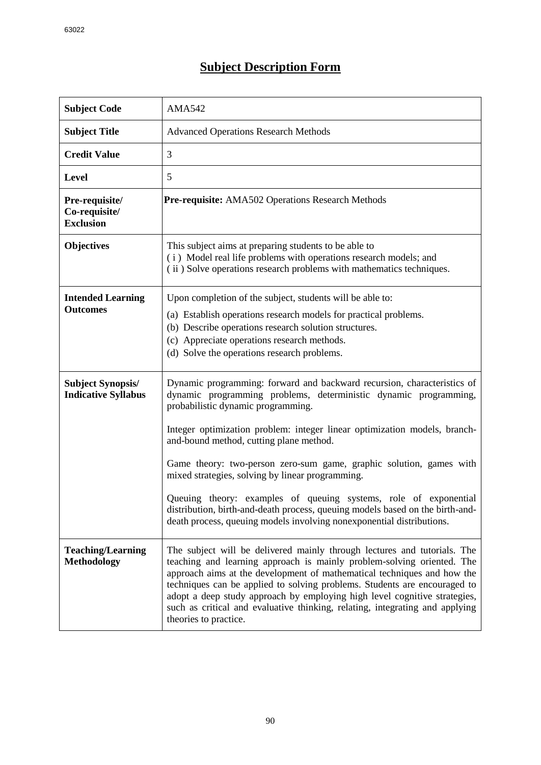# Subject Description Form

| Subject Code | AMA542 |
|---|---|
| **Subject Title** | Advanced Operations Research Methods |
| **Credit Value** | 3 |
| **Level** | 5 |
| **Pre-requisite/ Co-requisite/ Exclusion** | **Pre-requisite:** AMA502 Operations Research Methods |
| **Objectives** | This subject aims at preparing students to be able to<br>( i ) Model real life problems with operations research models; and<br>( ii ) Solve operations research problems with mathematics techniques. |
| **Intended Learning Outcomes** | Upon completion of the subject, students will be able to:<br>(a) Establish operations research models for practical problems.<br>(b) Describe operations research solution structures.<br>(c) Appreciate operations research methods.<br>(d) Solve the operations research problems. |
| **Subject Synopsis/ Indicative Syllabus** | Dynamic programming: forward and backward recursion, characteristics of dynamic programming problems, deterministic dynamic programming, probabilistic dynamic programming.<br><br>Integer optimization problem: integer linear optimization models, branch-and-bound method, cutting plane method.<br><br>Game theory: two-person zero-sum game, graphic solution, games with mixed strategies, solving by linear programming.<br><br>Queuing theory: examples of queuing systems, role of exponential distribution, birth-and-death process, queuing models based on the birth-and-death process, queuing models involving nonexponential distributions. |
| **Teaching/Learning Methodology** | The subject will be delivered mainly through lectures and tutorials. The teaching and learning approach is mainly problem-solving oriented. The approach aims at the development of mathematical techniques and how the techniques can be applied to solving problems. Students are encouraged to adopt a deep study approach by employing high level cognitive strategies, such as critical and evaluative thinking, relating, integrating and applying theories to practice. |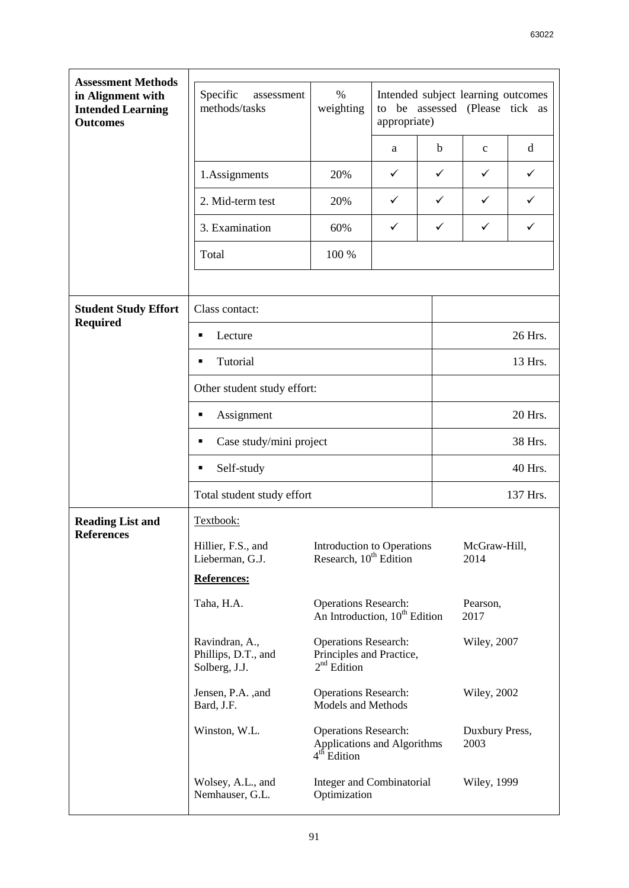| | |
|---|---|
| **Assessment Methods in Alignment with Intended Learning Outcomes** | |

| Specific assessment methods/tasks | % weighting | Intended subject learning outcomes to be assessed (Please tick as appropriate) | | | |
|---|---|---|---|---|---|
| | | a | b | c | d |
| 1.Assignments | 20% | ✓ | ✓ | ✓ | ✓ |
| 2. Mid-term test | 20% | ✓ | ✓ | ✓ | ✓ |
| 3. Examination | 60% | ✓ | ✓ | ✓ | ✓ |
| Total | 100 % | | | | |

**Student Study Effort Required**

| | |
|---|---|
| Class contact: | |
| ▪ Lecture | 26 Hrs. |
| ▪ Tutorial | 13 Hrs. |
| Other student study effort: | |
| ▪ Assignment | 20 Hrs. |
| ▪ Case study/mini project | 38 Hrs. |
| ▪ Self-study | 40 Hrs. |
| Total student study effort | 137 Hrs. |

**Reading List and References**

Textbook:

| | | |
|---|---|---|
| Hillier, F.S., and Lieberman, G.J. | Introduction to Operations Research, 10th Edition | McGraw-Hill, 2014 |

**References:**

| | | |
|---|---|---|
| Taha, H.A. | Operations Research: An Introduction, 10th Edition | Pearson, 2017 |
| Ravindran, A., Phillips, D.T., and Solberg, J.J. | Operations Research: Principles and Practice, 2nd Edition | Wiley, 2007 |
| Jensen, P.A. ,and Bard, J.F. | Operations Research: Models and Methods | Wiley, 2002 |
| Winston, W.L. | Operations Research: Applications and Algorithms 4th Edition | Duxbury Press, 2003 |
| Wolsey, A.L., and Nemhauser, G.L. | Integer and Combinatorial Optimization | Wiley, 1999 |